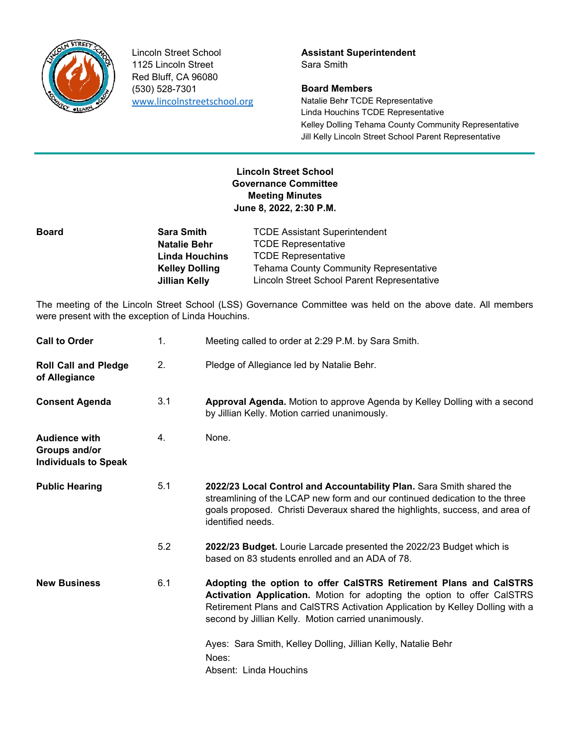Lincoln Street School
1125 Lincoln Street
Red Bluff, CA 96080
(530) 528-7301
www.lincolnstreetschool.org

**Assistant Superintendent**
Sara Smith

**Board Members**
Natalie Behr TCDE Representative
Linda Houchins TCDE Representative
Kelley Dolling Tehama County Community Representative
Jill Kelly Lincoln Street School Parent Representative

---

**Lincoln Street School**
**Governance Committee**
**Meeting Minutes**
**June 8, 2022, 2:30 P.M.**

| **Board** | **Sara Smith** | TCDE Assistant Superintendent |
|---|---|---|
| | **Natalie Behr** | TCDE Representative |
| | **Linda Houchins** | TCDE Representative |
| | **Kelley Dolling** | Tehama County Community Representative |
| | **Jillian Kelly** | Lincoln Street School Parent Representative |

The meeting of the Lincoln Street School (LSS) Governance Committee was held on the above date. All members were present with the exception of Linda Houchins.

**Call to Order** 1. Meeting called to order at 2:29 P.M. by Sara Smith.

**Roll Call and Pledge of Allegiance** 2. Pledge of Allegiance led by Natalie Behr.

**Consent Agenda** 3.1 **Approval Agenda.** Motion to approve Agenda by Kelley Dolling with a second by Jillian Kelly. Motion carried unanimously.

**Audience with Groups and/or Individuals to Speak** 4. None.

**Public Hearing** 5.1 **2022/23 Local Control and Accountability Plan.** Sara Smith shared the streamlining of the LCAP new form and our continued dedication to the three goals proposed. Christi Deveraux shared the highlights, success, and area of identified needs.

5.2 **2022/23 Budget.** Lourie Larcade presented the 2022/23 Budget which is based on 83 students enrolled and an ADA of 78.

**New Business** 6.1 **Adopting the option to offer CalSTRS Retirement Plans and CalSTRS Activation Application.** Motion for adopting the option to offer CalSTRS Retirement Plans and CalSTRS Activation Application by Kelley Dolling with a second by Jillian Kelly. Motion carried unanimously.

Ayes: Sara Smith, Kelley Dolling, Jillian Kelly, Natalie Behr
Noes:
Absent: Linda Houchins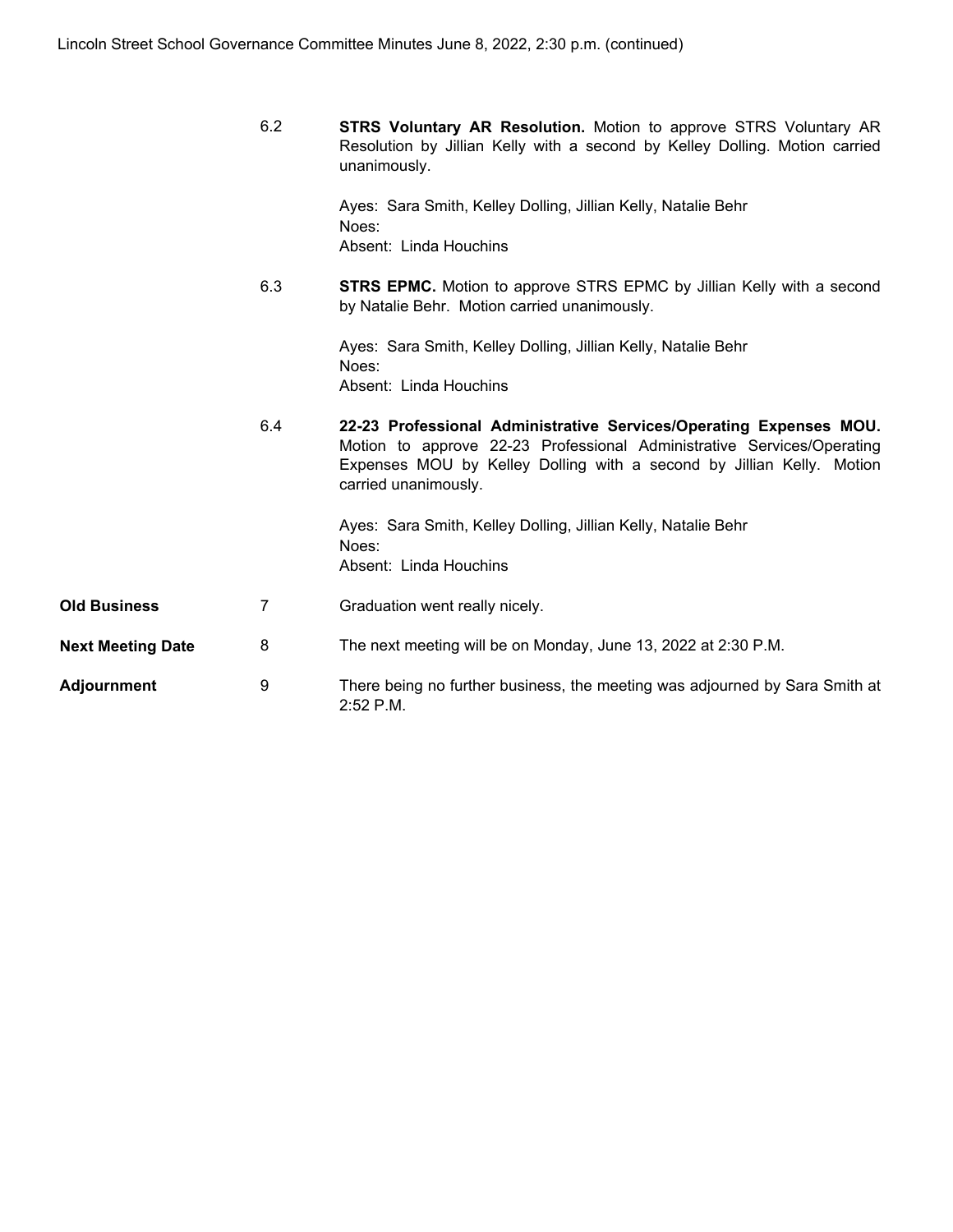6.2 **STRS Voluntary AR Resolution.** Motion to approve STRS Voluntary AR Resolution by Jillian Kelly with a second by Kelley Dolling. Motion carried unanimously.

Ayes: Sara Smith, Kelley Dolling, Jillian Kelly, Natalie Behr
Noes:
Absent: Linda Houchins

6.3 **STRS EPMC.** Motion to approve STRS EPMC by Jillian Kelly with a second by Natalie Behr. Motion carried unanimously.

Ayes: Sara Smith, Kelley Dolling, Jillian Kelly, Natalie Behr
Noes:
Absent: Linda Houchins

6.4 **22-23 Professional Administrative Services/Operating Expenses MOU.** Motion to approve 22-23 Professional Administrative Services/Operating Expenses MOU by Kelley Dolling with a second by Jillian Kelly. Motion carried unanimously.

Ayes: Sara Smith, Kelley Dolling, Jillian Kelly, Natalie Behr
Noes:
Absent: Linda Houchins

**Old Business** 7 Graduation went really nicely.

**Next Meeting Date** 8 The next meeting will be on Monday, June 13, 2022 at 2:30 P.M.

**Adjournment** 9 There being no further business, the meeting was adjourned by Sara Smith at 2:52 P.M.